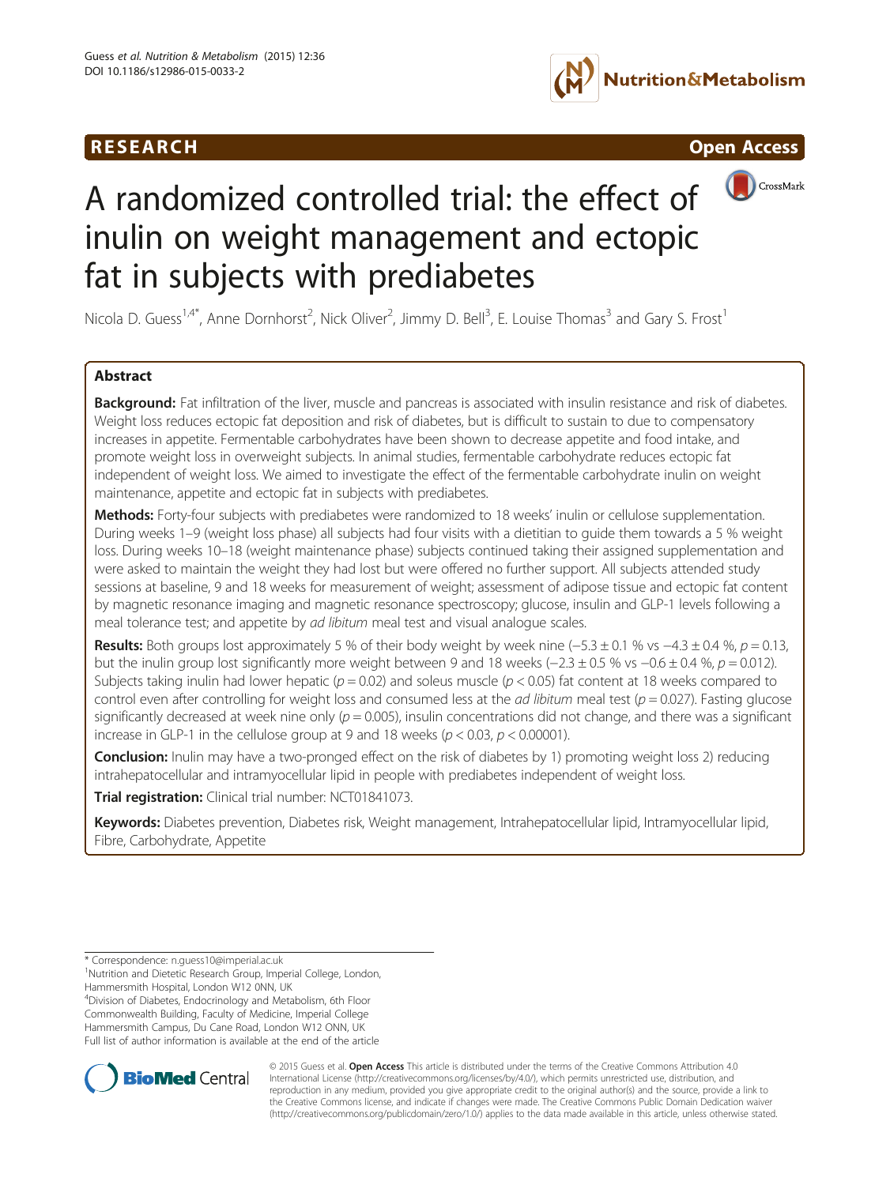RESEARCH

Open Access

# A randomized controlled trial: the effect of inulin on weight management and ectopic fat in subjects with prediabetes

Nicola D. Guess[1,4*], Anne Dornhorst[2], Nick Oliver[2], Jimmy D. Bell[3], E. Louise Thomas[3] and Gary S. Frost[1]

## Abstract

**Background:** Fat infiltration of the liver, muscle and pancreas is associated with insulin resistance and risk of diabetes. Weight loss reduces ectopic fat deposition and risk of diabetes, but is difficult to sustain to due to compensatory increases in appetite. Fermentable carbohydrates have been shown to decrease appetite and food intake, and promote weight loss in overweight subjects. In animal studies, fermentable carbohydrate reduces ectopic fat independent of weight loss. We aimed to investigate the effect of the fermentable carbohydrate inulin on weight maintenance, appetite and ectopic fat in subjects with prediabetes.

**Methods:** Forty-four subjects with prediabetes were randomized to 18 weeks' inulin or cellulose supplementation. During weeks 1–9 (weight loss phase) all subjects had four visits with a dietitian to guide them towards a 5 % weight loss. During weeks 10–18 (weight maintenance phase) subjects continued taking their assigned supplementation and were asked to maintain the weight they had lost but were offered no further support. All subjects attended study sessions at baseline, 9 and 18 weeks for measurement of weight; assessment of adipose tissue and ectopic fat content by magnetic resonance imaging and magnetic resonance spectroscopy; glucose, insulin and GLP-1 levels following a meal tolerance test; and appetite by *ad libitum* meal test and visual analogue scales.

**Results:** Both groups lost approximately 5 % of their body weight by week nine (−5.3 ± 0.1 % vs −4.3 ± 0.4 %, $p = 0.13$, but the inulin group lost significantly more weight between 9 and 18 weeks (−2.3 ± 0.5 % vs −0.6 ± 0.4 %, $p = 0.012$). Subjects taking inulin had lower hepatic ($p = 0.02$) and soleus muscle ($p < 0.05$) fat content at 18 weeks compared to control even after controlling for weight loss and consumed less at the *ad libitum* meal test ($p = 0.027$). Fasting glucose significantly decreased at week nine only ($p = 0.005$), insulin concentrations did not change, and there was a significant increase in GLP-1 in the cellulose group at 9 and 18 weeks ($p < 0.03$, $p < 0.00001$).

**Conclusion:** Inulin may have a two-pronged effect on the risk of diabetes by 1) promoting weight loss 2) reducing intrahepatocellular and intramyocellular lipid in people with prediabetes independent of weight loss.

**Trial registration:** Clinical trial number: NCT01841073.

**Keywords:** Diabetes prevention, Diabetes risk, Weight management, Intrahepatocellular lipid, Intramyocellular lipid, Fibre, Carbohydrate, Appetite

\* Correspondence: n.guess10@imperial.ac.uk
[1]Nutrition and Dietetic Research Group, Imperial College, London, Hammersmith Hospital, London W12 0NN, UK
[4]Division of Diabetes, Endocrinology and Metabolism, 6th Floor Commonwealth Building, Faculty of Medicine, Imperial College Hammersmith Campus, Du Cane Road, London W12 ONN, UK
Full list of author information is available at the end of the article

© 2015 Guess et al. **Open Access** This article is distributed under the terms of the Creative Commons Attribution 4.0 International License (http://creativecommons.org/licenses/by/4.0/), which permits unrestricted use, distribution, and reproduction in any medium, provided you give appropriate credit to the original author(s) and the source, provide a link to the Creative Commons license, and indicate if changes were made. The Creative Commons Public Domain Dedication waiver (http://creativecommons.org/publicdomain/zero/1.0/) applies to the data made available in this article, unless otherwise stated.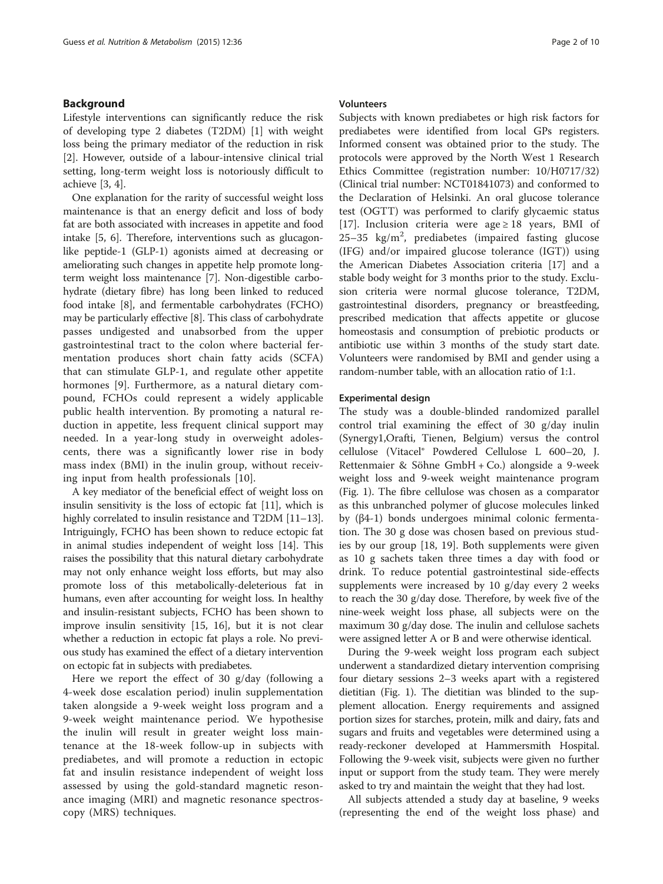## Background

Lifestyle interventions can significantly reduce the risk of developing type 2 diabetes (T2DM) [1] with weight loss being the primary mediator of the reduction in risk [2]. However, outside of a labour-intensive clinical trial setting, long-term weight loss is notoriously difficult to achieve [3, 4].

One explanation for the rarity of successful weight loss maintenance is that an energy deficit and loss of body fat are both associated with increases in appetite and food intake [5, 6]. Therefore, interventions such as glucagon-like peptide-1 (GLP-1) agonists aimed at decreasing or ameliorating such changes in appetite help promote long-term weight loss maintenance [7]. Non-digestible carbohydrate (dietary fibre) has long been linked to reduced food intake [8], and fermentable carbohydrates (FCHO) may be particularly effective [8]. This class of carbohydrate passes undigested and unabsorbed from the upper gastrointestinal tract to the colon where bacterial fermentation produces short chain fatty acids (SCFA) that can stimulate GLP-1, and regulate other appetite hormones [9]. Furthermore, as a natural dietary compound, FCHOs could represent a widely applicable public health intervention. By promoting a natural reduction in appetite, less frequent clinical support may needed. In a year-long study in overweight adolescents, there was a significantly lower rise in body mass index (BMI) in the inulin group, without receiving input from health professionals [10].

A key mediator of the beneficial effect of weight loss on insulin sensitivity is the loss of ectopic fat [11], which is highly correlated to insulin resistance and T2DM [11–13]. Intriguingly, FCHO has been shown to reduce ectopic fat in animal studies independent of weight loss [14]. This raises the possibility that this natural dietary carbohydrate may not only enhance weight loss efforts, but may also promote loss of this metabolically-deleterious fat in humans, even after accounting for weight loss. In healthy and insulin-resistant subjects, FCHO has been shown to improve insulin sensitivity [15, 16], but it is not clear whether a reduction in ectopic fat plays a role. No previous study has examined the effect of a dietary intervention on ectopic fat in subjects with prediabetes.

Here we report the effect of 30 g/day (following a 4-week dose escalation period) inulin supplementation taken alongside a 9-week weight loss program and a 9-week weight maintenance period. We hypothesise the inulin will result in greater weight loss maintenance at the 18-week follow-up in subjects with prediabetes, and will promote a reduction in ectopic fat and insulin resistance independent of weight loss assessed by using the gold-standard magnetic resonance imaging (MRI) and magnetic resonance spectroscopy (MRS) techniques.

### Volunteers

Subjects with known prediabetes or high risk factors for prediabetes were identified from local GPs registers. Informed consent was obtained prior to the study. The protocols were approved by the North West 1 Research Ethics Committee (registration number: 10/H0717/32) (Clinical trial number: NCT01841073) and conformed to the Declaration of Helsinki. An oral glucose tolerance test (OGTT) was performed to clarify glycaemic status [17]. Inclusion criteria were age ≥ 18 years, BMI of 25–35 kg/m$^2$, prediabetes (impaired fasting glucose (IFG) and/or impaired glucose tolerance (IGT)) using the American Diabetes Association criteria [17] and a stable body weight for 3 months prior to the study. Exclusion criteria were normal glucose tolerance, T2DM, gastrointestinal disorders, pregnancy or breastfeeding, prescribed medication that affects appetite or glucose homeostasis and consumption of prebiotic products or antibiotic use within 3 months of the study start date. Volunteers were randomised by BMI and gender using a random-number table, with an allocation ratio of 1:1.

### Experimental design

The study was a double-blinded randomized parallel control trial examining the effect of 30 g/day inulin (Synergy1,Orafti, Tienen, Belgium) versus the control cellulose (Vitacel® Powdered Cellulose L 600–20, J. Rettenmaier & Söhne GmbH + Co.) alongside a 9-week weight loss and 9-week weight maintenance program (Fig. 1). The fibre cellulose was chosen as a comparator as this unbranched polymer of glucose molecules linked by (β4-1) bonds undergoes minimal colonic fermentation. The 30 g dose was chosen based on previous studies by our group [18, 19]. Both supplements were given as 10 g sachets taken three times a day with food or drink. To reduce potential gastrointestinal side-effects supplements were increased by 10 g/day every 2 weeks to reach the 30 g/day dose. Therefore, by week five of the nine-week weight loss phase, all subjects were on the maximum 30 g/day dose. The inulin and cellulose sachets were assigned letter A or B and were otherwise identical.

During the 9-week weight loss program each subject underwent a standardized dietary intervention comprising four dietary sessions 2–3 weeks apart with a registered dietitian (Fig. 1). The dietitian was blinded to the supplement allocation. Energy requirements and assigned portion sizes for starches, protein, milk and dairy, fats and sugars and fruits and vegetables were determined using a ready-reckoner developed at Hammersmith Hospital. Following the 9-week visit, subjects were given no further input or support from the study team. They were merely asked to try and maintain the weight that they had lost.

All subjects attended a study day at baseline, 9 weeks (representing the end of the weight loss phase) and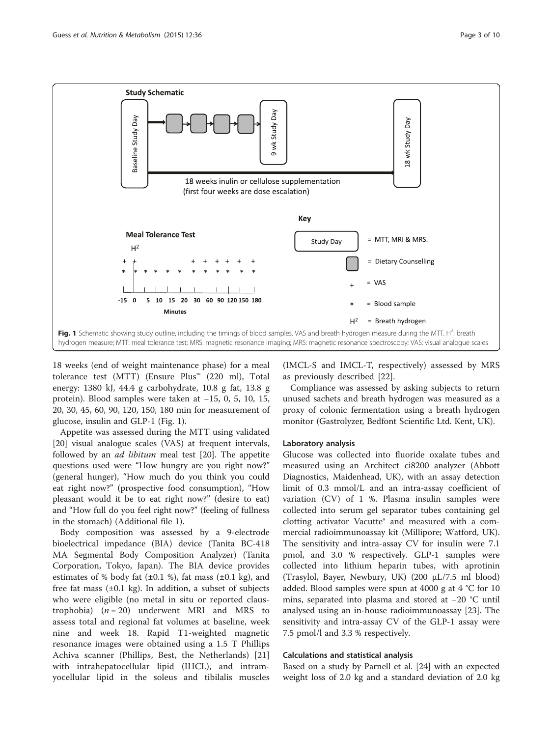Fig. 1 Schematic showing study outline, including the timings of blood samples, VAS and breath hydrogen measure during the MTT. $H^2$: breath hydrogen measure; MTT: meal tolerance test; MRS: magnetic resonance imaging; MRS: magnetic resonance spectroscopy; VAS: visual analogue scales

18 weeks (end of weight maintenance phase) for a meal tolerance test (MTT) (Ensure Plus™ (220 ml), Total energy: 1380 kJ, 44.4 g carbohydrate, 10.8 g fat, 13.8 g protein). Blood samples were taken at −15, 0, 5, 10, 15, 20, 30, 45, 60, 90, 120, 150, 180 min for measurement of glucose, insulin and GLP-1 (Fig. 1).

Appetite was assessed during the MTT using validated [20] visual analogue scales (VAS) at frequent intervals, followed by an *ad libitum* meal test [20]. The appetite questions used were "How hungry are you right now?" (general hunger), "How much do you think you could eat right now?" (prospective food consumption), "How pleasant would it be to eat right now?" (desire to eat) and "How full do you feel right now?" (feeling of fullness in the stomach) (Additional file 1).

Body composition was assessed by a 9-electrode bioelectrical impedance (BIA) device (Tanita BC-418 MA Segmental Body Composition Analyzer) (Tanita Corporation, Tokyo, Japan). The BIA device provides estimates of % body fat (±0.1 %), fat mass (±0.1 kg), and free fat mass (±0.1 kg). In addition, a subset of subjects who were eligible (no metal in situ or reported claustrophobia) ($n = 20$) underwent MRI and MRS to assess total and regional fat volumes at baseline, week nine and week 18. Rapid T1-weighted magnetic resonance images were obtained using a 1.5 T Phillips Achiva scanner (Phillips, Best, the Netherlands) [21] with intrahepatocellular lipid (IHCL), and intramyocellular lipid in the soleus and tibilalis muscles (IMCL-S and IMCL-T, respectively) assessed by MRS as previously described [22].

Compliance was assessed by asking subjects to return unused sachets and breath hydrogen was measured as a proxy of colonic fermentation using a breath hydrogen monitor (Gastrolyzer, Bedfont Scientific Ltd. Kent, UK).

### Laboratory analysis

Glucose was collected into fluoride oxalate tubes and measured using an Architect ci8200 analyzer (Abbott Diagnostics, Maidenhead, UK), with an assay detection limit of 0.3 mmol/L and an intra-assay coefficient of variation (CV) of 1 %. Plasma insulin samples were collected into serum gel separator tubes containing gel clotting activator Vacutte® and measured with a commercial radioimmunoassay kit (Millipore; Watford, UK). The sensitivity and intra-assay CV for insulin were 7.1 pmol, and 3.0 % respectively. GLP-1 samples were collected into lithium heparin tubes, with aprotinin (Trasylol, Bayer, Newbury, UK) (200 μL/7.5 ml blood) added. Blood samples were spun at 4000 g at 4 °C for 10 mins, separated into plasma and stored at −20 °C until analysed using an in-house radioimmunoassay [23]. The sensitivity and intra-assay CV of the GLP-1 assay were 7.5 pmol/l and 3.3 % respectively.

### Calculations and statistical analysis

Based on a study by Parnell et al. [24] with an expected weight loss of 2.0 kg and a standard deviation of 2.0 kg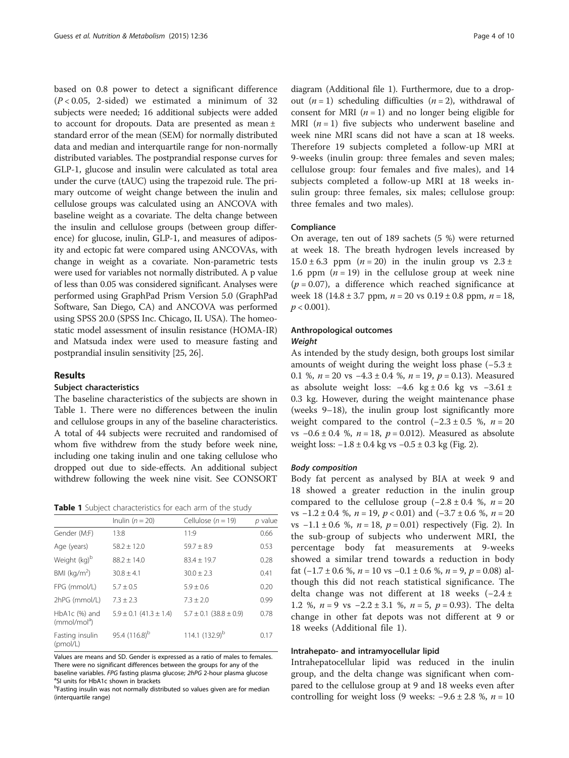based on 0.8 power to detect a significant difference ($P < 0.05$, 2-sided) we estimated a minimum of 32 subjects were needed; 16 additional subjects were added to account for dropouts. Data are presented as mean ± standard error of the mean (SEM) for normally distributed data and median and interquartile range for non-normally distributed variables. The postprandial response curves for GLP-1, glucose and insulin were calculated as total area under the curve (tAUC) using the trapezoid rule. The primary outcome of weight change between the inulin and cellulose groups was calculated using an ANCOVA with baseline weight as a covariate. The delta change between the insulin and cellulose groups (between group difference) for glucose, inulin, GLP-1, and measures of adiposity and ectopic fat were compared using ANCOVAs, with change in weight as a covariate. Non-parametric tests were used for variables not normally distributed. A p value of less than 0.05 was considered significant. Analyses were performed using GraphPad Prism Version 5.0 (GraphPad Software, San Diego, CA) and ANCOVA was performed using SPSS 20.0 (SPSS Inc. Chicago, IL USA). The homeostatic model assessment of insulin resistance (HOMA-IR) and Matsuda index were used to measure fasting and postprandial insulin sensitivity [25, 26].

## Results

### Subject characteristics

The baseline characteristics of the subjects are shown in Table 1. There were no differences between the inulin and cellulose groups in any of the baseline characteristics. A total of 44 subjects were recruited and randomised of whom five withdrew from the study before week nine, including one taking inulin and one taking cellulose who dropped out due to side-effects. An additional subject withdrew following the week nine visit. See CONSORT diagram (Additional file 1). Furthermore, due to a dropout ($n = 1$) scheduling difficulties ($n = 2$), withdrawal of consent for MRI ($n = 1$) and no longer being eligible for MRI ($n = 1$) five subjects who underwent baseline and week nine MRI scans did not have a scan at 18 weeks. Therefore 19 subjects completed a follow-up MRI at 9-weeks (inulin group: three females and seven males; cellulose group: four females and five males), and 14 subjects completed a follow-up MRI at 18 weeks insulin group: three females, six males; cellulose group: three females and two males).

**Table 1** Subject characteristics for each arm of the study

| | Inulin ($n = 20$) | Cellulose ($n = 19$) | $p$ value |
|---|---|---|---|
| Gender (M:F) | 13:8 | 11:9 | 0.66 |
| Age (years) | 58.2 ± 12.0 | 59.7 ± 8.9 | 0.53 |
| Weight (kg)[b] | 88.2 ± 14.0 | 83.4 ± 19.7 | 0.28 |
| BMI (kg/m$^2$) | 30.8 ± 4.1 | 30.0 ± 2.3 | 0.41 |
| FPG (mmol/L) | 5.7 ± 0.5 | 5.9 ± 0.6 | 0.20 |
| 2hPG (mmol/L) | 7.3 ± 2.3 | 7.3 ± 2.0 | 0.99 |
| HbA1c (%) and (mmol/mol[a]) | 5.9 ± 0.1 (41.3 ± 1.4) | 5.7 ± 0.1 (38.8 ± 0.9) | 0.78 |
| Fasting insulin (pmol/L) | 95.4 (116.8)[b] | 114.1 (132.9)[b] | 0.17 |

Values are means and SD. Gender is expressed as a ratio of males to females. There were no significant differences between the groups for any of the baseline variables. *FPG* fasting plasma glucose; *2hPG* 2-hour plasma glucose
[a]SI units for HbA1c shown in brackets
[b]Fasting insulin was not normally distributed so values given are for median (interquartile range)

### Compliance

On average, ten out of 189 sachets (5 %) were returned at week 18. The breath hydrogen levels increased by 15.0 ± 6.3 ppm ($n = 20$) in the inulin group vs 2.3 ± 1.6 ppm ($n = 19$) in the cellulose group at week nine ($p = 0.07$), a difference which reached significance at week 18 (14.8 ± 3.7 ppm, $n = 20$ vs 0.19 ± 0.8 ppm, $n = 18$, $p < 0.001$).

### Anthropological outcomes

#### *Weight*

As intended by the study design, both groups lost similar amounts of weight during the weight loss phase (−5.3 ± 0.1 %, $n = 20$ vs −4.3 ± 0.4 %, $n = 19$, $p = 0.13$). Measured as absolute weight loss: −4.6 kg ± 0.6 kg vs −3.61 ± 0.3 kg. However, during the weight maintenance phase (weeks 9–18), the inulin group lost significantly more weight compared to the control (−2.3 ± 0.5 %, $n = 20$ vs −0.6 ± 0.4 %, $n = 18$, $p = 0.012$). Measured as absolute weight loss: −1.8 ± 0.4 kg vs −0.5 ± 0.3 kg (Fig. 2).

#### *Body composition*

Body fat percent as analysed by BIA at week 9 and 18 showed a greater reduction in the inulin group compared to the cellulose group (−2.8 ± 0.4 %, $n = 20$ vs −1.2 ± 0.4 %, $n = 19$, $p < 0.01$) and (−3.7 ± 0.6 %, $n = 20$ vs −1.1 ± 0.6 %, $n = 18$, $p = 0.01$) respectively (Fig. 2). In the sub-group of subjects who underwent MRI, the percentage body fat measurements at 9-weeks showed a similar trend towards a reduction in body fat (−1.7 ± 0.6 %, $n = 10$ vs −0.1 ± 0.6 %, $n = 9$, $p = 0.08$) although this did not reach statistical significance. The delta change was not different at 18 weeks (−2.4 ± 1.2 %, $n = 9$ vs −2.2 ± 3.1 %, $n = 5$, $p = 0.93$). The delta change in other fat depots was not different at 9 or 18 weeks (Additional file 1).

### Intrahepato- and intramyocellular lipid

Intrahepatocellular lipid was reduced in the inulin group, and the delta change was significant when compared to the cellulose group at 9 and 18 weeks even after controlling for weight loss (9 weeks: −9.6 ± 2.8 %, $n = 10$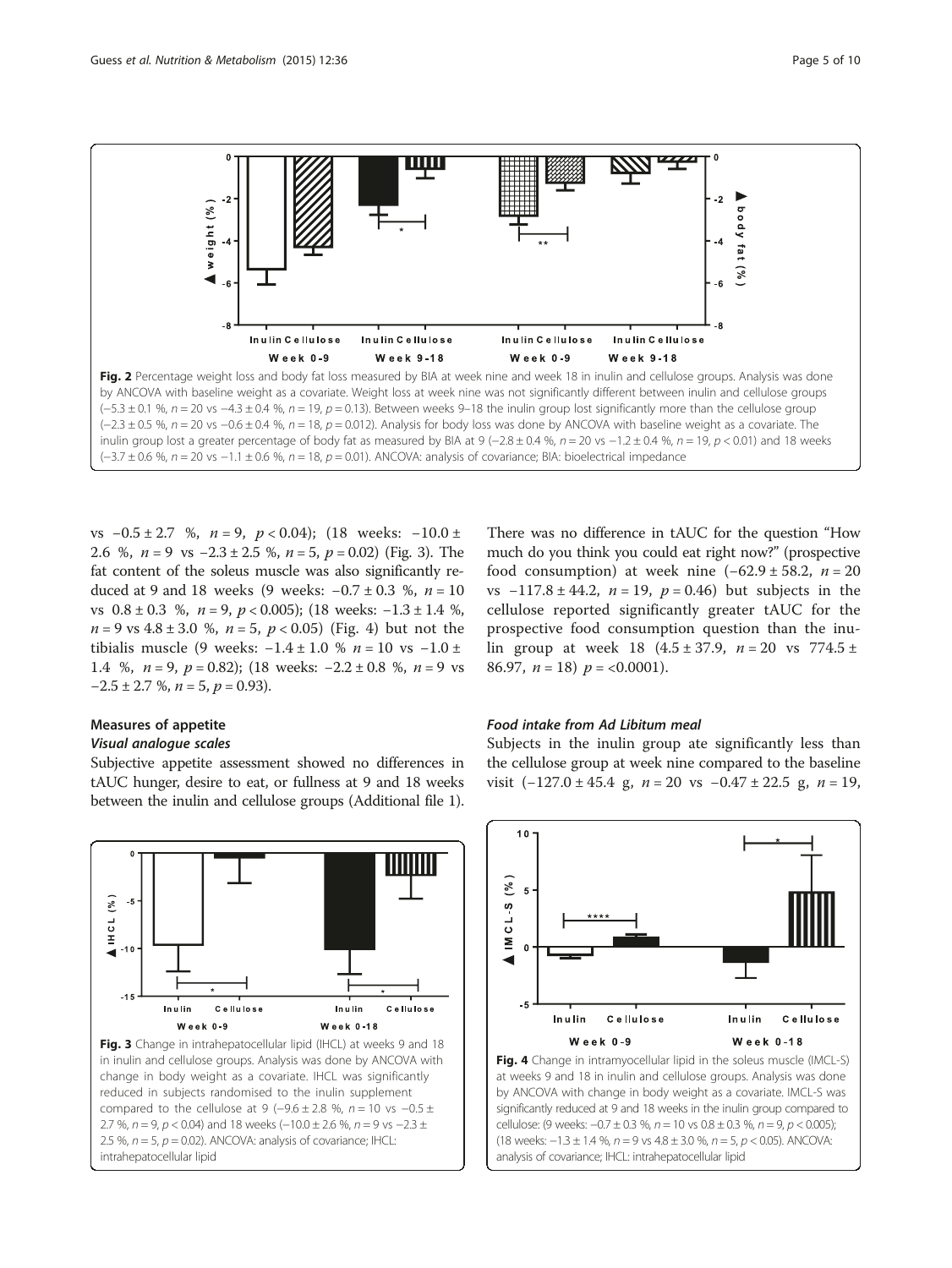Fig. 2 Percentage weight loss and body fat loss measured by BIA at week nine and week 18 in inulin and cellulose groups. Analysis was done by ANCOVA with baseline weight as a covariate. Weight loss at week nine was not significantly different between inulin and cellulose groups (−5.3 ± 0.1 %, $n = 20$ vs −4.3 ± 0.4 %, $n = 19$, $p = 0.13$). Between weeks 9–18 the inulin group lost significantly more than the cellulose group (−2.3 ± 0.5 %, $n = 20$ vs −0.6 ± 0.4 %, $n = 18$, $p = 0.012$). Analysis for body loss was done by ANCOVA with baseline weight as a covariate. The inulin group lost a greater percentage of body fat as measured by BIA at 9 (−2.8 ± 0.4 %, $n = 20$ vs −1.2 ± 0.4 %, $n = 19$, $p < 0.01$) and 18 weeks (−3.7 ± 0.6 %, $n = 20$ vs −1.1 ± 0.6 %, $n = 18$, $p = 0.01$). ANCOVA: analysis of covariance; BIA: bioelectrical impedance

vs −0.5 ± 2.7 %, $n = 9$, $p < 0.04$); (18 weeks: −10.0 ± 2.6 %, $n = 9$ vs −2.3 ± 2.5 %, $n = 5$, $p = 0.02$) (Fig. 3). The fat content of the soleus muscle was also significantly reduced at 9 and 18 weeks (9 weeks: −0.7 ± 0.3 %, $n = 10$ vs 0.8 ± 0.3 %, $n = 9$, $p < 0.005$); (18 weeks: −1.3 ± 1.4 %, $n = 9$ vs 4.8 ± 3.0 %, $n = 5$, $p < 0.05$) (Fig. 4) but not the tibialis muscle (9 weeks: −1.4 ± 1.0 % $n = 10$ vs −1.0 ± 1.4 %, $n = 9$, $p = 0.82$); (18 weeks: −2.2 ± 0.8 %, $n = 9$ vs −2.5 ± 2.7 %, $n = 5$, $p = 0.93$).

## Measures of appetite

### *Visual analogue scales*

Subjective appetite assessment showed no differences in tAUC hunger, desire to eat, or fullness at 9 and 18 weeks between the inulin and cellulose groups (Additional file 1). There was no difference in tAUC for the question "How much do you think you could eat right now?" (prospective food consumption) at week nine (−62.9 ± 58.2, $n = 20$ vs −117.8 ± 44.2, $n = 19$, $p = 0.46$) but subjects in the cellulose reported significantly greater tAUC for the prospective food consumption question than the inulin group at week 18 (4.5 ± 37.9, $n = 20$ vs 774.5 ± 86.97, $n = 18$) $p = <0.0001$).

### *Food intake from Ad Libitum meal*

Subjects in the inulin group ate significantly less than the cellulose group at week nine compared to the baseline visit (−127.0 ± 45.4 g, $n = 20$ vs −0.47 ± 22.5 g, $n = 19$,

Fig. 3 Change in intrahepatocellular lipid (IHCL) at weeks 9 and 18 in inulin and cellulose groups. Analysis was done by ANCOVA with change in body weight as a covariate. IHCL was significantly reduced in subjects randomised to the inulin supplement compared to the cellulose at 9 (−9.6 ± 2.8 %, $n = 10$ vs −0.5 ± 2.7 %, $n = 9$, $p < 0.04$) and 18 weeks (−10.0 ± 2.6 %, $n = 9$ vs −2.3 ± 2.5 %, $n = 5$, $p = 0.02$). ANCOVA: analysis of covariance; IHCL: intrahepatocellular lipid

Fig. 4 Change in intramyocellular lipid in the soleus muscle (IMCL-S) at weeks 9 and 18 in inulin and cellulose groups. Analysis was done by ANCOVA with change in body weight as a covariate. IMCL-S was significantly reduced at 9 and 18 weeks in the inulin group compared to cellulose: (9 weeks: −0.7 ± 0.3 %, $n = 10$ vs 0.8 ± 0.3 %, $n = 9$, $p < 0.005$); (18 weeks: −1.3 ± 1.4 %, $n = 9$ vs 4.8 ± 3.0 %, $n = 5$, $p < 0.05$). ANCOVA: analysis of covariance; IHCL: intrahepatocellular lipid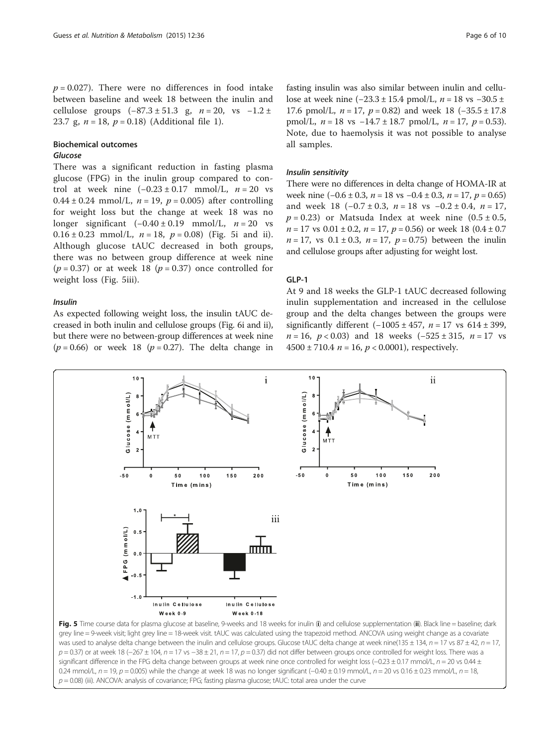$p = 0.027$). There were no differences in food intake between baseline and week 18 between the inulin and cellulose groups ($-87.3 \pm 51.3$ g, $n = 20$, vs $-1.2 \pm 23.7$ g, $n = 18$, $p = 0.18$) (Additional file 1).

### Biochemical outcomes

#### *Glucose*

There was a significant reduction in fasting plasma glucose (FPG) in the inulin group compared to control at week nine ($-0.23 \pm 0.17$ mmol/L, $n = 20$ vs $0.44 \pm 0.24$ mmol/L, $n = 19$, $p = 0.005$) after controlling for weight loss but the change at week 18 was no longer significant ($-0.40 \pm 0.19$ mmol/L, $n = 20$ vs $0.16 \pm 0.23$ mmol/L, $n = 18$, $p = 0.08$) (Fig. 5i and ii). Although glucose tAUC decreased in both groups, there was no between group difference at week nine ($p = 0.37$) or at week 18 ($p = 0.37$) once controlled for weight loss (Fig. 5iii).

#### *Insulin*

As expected following weight loss, the insulin tAUC decreased in both inulin and cellulose groups (Fig. 6i and ii), but there were no between-group differences at week nine ($p = 0.66$) or week 18 ($p = 0.27$). The delta change in fasting insulin was also similar between inulin and cellulose at week nine ($-23.3 \pm 15.4$ pmol/L, $n = 18$ vs $-30.5 \pm 17.6$ pmol/L, $n = 17$, $p = 0.82$) and week 18 ($-35.5 \pm 17.8$ pmol/L, $n = 18$ vs $-14.7 \pm 18.7$ pmol/L, $n = 17$, $p = 0.53$). Note, due to haemolysis it was not possible to analyse all samples.

#### *Insulin sensitivity*

There were no differences in delta change of HOMA-IR at week nine ($-0.6 \pm 0.3$, $n = 18$ vs $-0.4 \pm 0.3$, $n = 17$, $p = 0.65$) and week 18 ($-0.7 \pm 0.3$, $n = 18$ vs $-0.2 \pm 0.4$, $n = 17$, $p = 0.23$) or Matsuda Index at week nine ($0.5 \pm 0.5$, $n = 17$ vs $0.01 \pm 0.2$, $n = 17$, $p = 0.56$) or week 18 ($0.4 \pm 0.7$ $n = 17$, vs $0.1 \pm 0.3$, $n = 17$, $p = 0.75$) between the inulin and cellulose groups after adjusting for weight lost.

### GLP-1

At 9 and 18 weeks the GLP-1 tAUC decreased following inulin supplementation and increased in the cellulose group and the delta changes between the groups were significantly different ($-1005 \pm 457$, $n = 17$ vs $614 \pm 399$, $n = 16$, $p < 0.03$) and 18 weeks ($-525 \pm 315$, $n = 17$ vs $4500 \pm 710.4$ $n = 16$, $p < 0.0001$), respectively.

**Fig. 5** Time course data for plasma glucose at baseline, 9-weeks and 18 weeks for inulin (**i**) and cellulose supplementation (**ii**). Black line = baseline; dark grey line = 9-week visit; light grey line = 18-week visit. tAUC was calculated using the trapezoid method. ANCOVA using weight change as a covariate was used to analyse delta change between the inulin and cellulose groups. Glucose tAUC delta change at week nine($135 \pm 134$, $n = 17$ vs $87 \pm 42$, $n = 17$, $p = 0.37$) or at week 18 ($-267 \pm 104$, $n = 17$ vs $-38 \pm 21$, $n = 17$, $p = 0.37$) did not differ between groups once controlled for weight loss. There was a significant difference in the FPG delta change between groups at week nine once controlled for weight loss ($-0.23 \pm 0.17$ mmol/L, $n = 20$ vs $0.44 \pm 0.24$ mmol/L, $n = 19$, $p = 0.005$) while the change at week 18 was no longer significant ($-0.40 \pm 0.19$ mmol/L, $n = 20$ vs $0.16 \pm 0.23$ mmol/L, $n = 18$, $p = 0.08$) (iii). ANCOVA: analysis of covariance; FPG; fasting plasma glucose; tAUC: total area under the curve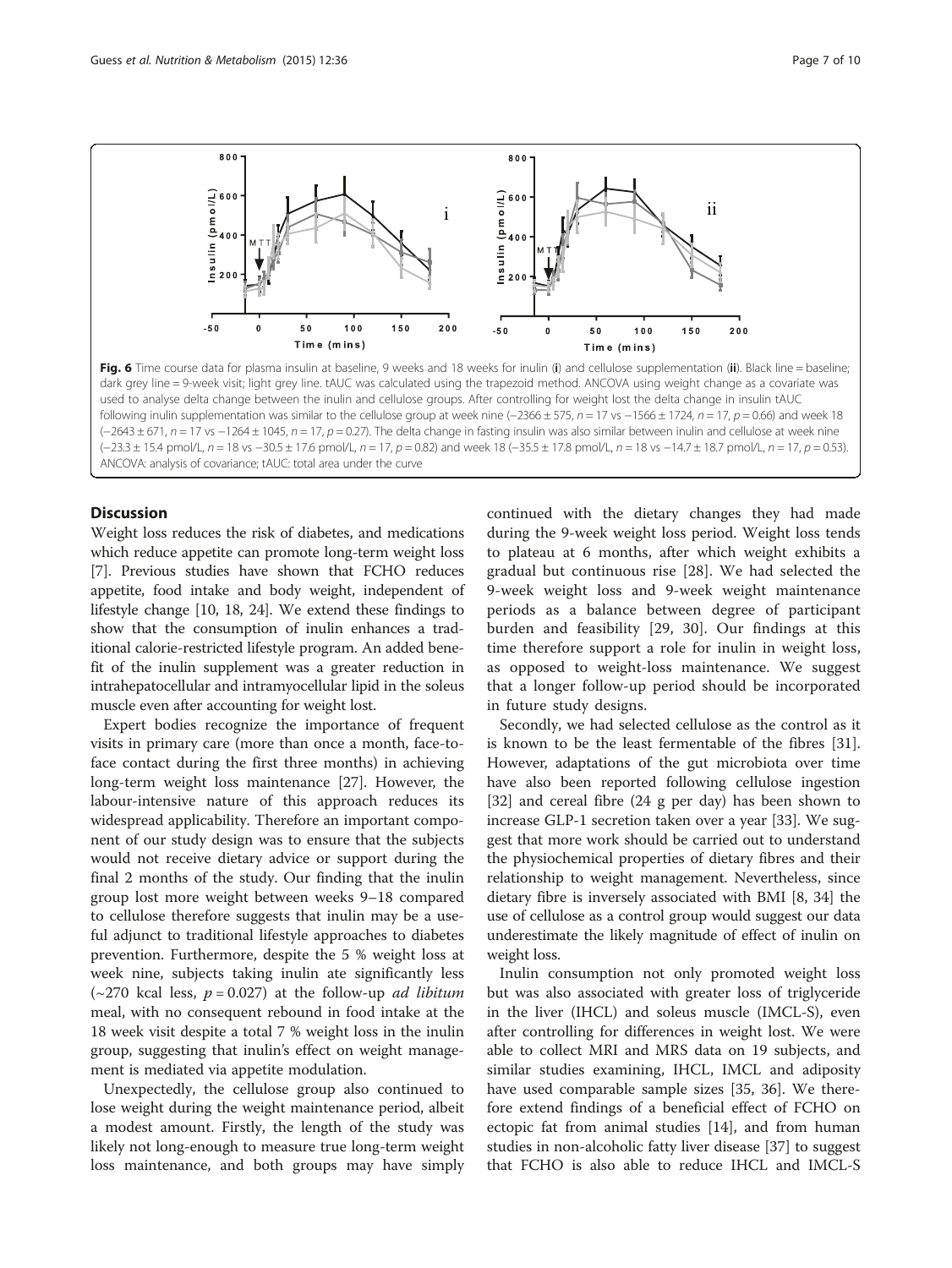**Fig. 6** Time course data for plasma insulin at baseline, 9 weeks and 18 weeks for inulin (**i**) and cellulose supplementation (**ii**). Black line = baseline; dark grey line = 9-week visit; light grey line. tAUC was calculated using the trapezoid method. ANCOVA using weight change as a covariate was used to analyse delta change between the inulin and cellulose groups. After controlling for weight lost the delta change in insulin tAUC following inulin supplementation was similar to the cellulose group at week nine (−2366 ± 575, $n = 17$ vs −1566 ± 1724, $n = 17$, $p = 0.66$) and week 18 (−2643 ± 671, $n = 17$ vs −1264 ± 1045, $n = 17$, $p = 0.27$). The delta change in fasting insulin was also similar between inulin and cellulose at week nine (−23.3 ± 15.4 pmol/L, $n = 18$ vs −30.5 ± 17.6 pmol/L, $n = 17$, $p = 0.82$) and week 18 (−35.5 ± 17.8 pmol/L, $n = 18$ vs −14.7 ± 18.7 pmol/L, $n = 17$, $p = 0.53$). ANCOVA: analysis of covariance; tAUC: total area under the curve

## Discussion

Weight loss reduces the risk of diabetes, and medications which reduce appetite can promote long-term weight loss [7]. Previous studies have shown that FCHO reduces appetite, food intake and body weight, independent of lifestyle change [10, 18, 24]. We extend these findings to show that the consumption of inulin enhances a traditional calorie-restricted lifestyle program. An added benefit of the inulin supplement was a greater reduction in intrahepatocellular and intramyocellular lipid in the soleus muscle even after accounting for weight lost.

Expert bodies recognize the importance of frequent visits in primary care (more than once a month, face-to-face contact during the first three months) in achieving long-term weight loss maintenance [27]. However, the labour-intensive nature of this approach reduces its widespread applicability. Therefore an important component of our study design was to ensure that the subjects would not receive dietary advice or support during the final 2 months of the study. Our finding that the inulin group lost more weight between weeks 9–18 compared to cellulose therefore suggests that inulin may be a useful adjunct to traditional lifestyle approaches to diabetes prevention. Furthermore, despite the 5 % weight loss at week nine, subjects taking inulin ate significantly less (~270 kcal less, $p = 0.027$) at the follow-up *ad libitum* meal, with no consequent rebound in food intake at the 18 week visit despite a total 7 % weight loss in the inulin group, suggesting that inulin's effect on weight management is mediated via appetite modulation.

Unexpectedly, the cellulose group also continued to lose weight during the weight maintenance period, albeit a modest amount. Firstly, the length of the study was likely not long-enough to measure true long-term weight loss maintenance, and both groups may have simply continued with the dietary changes they had made during the 9-week weight loss period. Weight loss tends to plateau at 6 months, after which weight exhibits a gradual but continuous rise [28]. We had selected the 9-week weight loss and 9-week weight maintenance periods as a balance between degree of participant burden and feasibility [29, 30]. Our findings at this time therefore support a role for inulin in weight loss, as opposed to weight-loss maintenance. We suggest that a longer follow-up period should be incorporated in future study designs.

Secondly, we had selected cellulose as the control as it is known to be the least fermentable of the fibres [31]. However, adaptations of the gut microbiota over time have also been reported following cellulose ingestion [32] and cereal fibre (24 g per day) has been shown to increase GLP-1 secretion taken over a year [33]. We suggest that more work should be carried out to understand the physiochemical properties of dietary fibres and their relationship to weight management. Nevertheless, since dietary fibre is inversely associated with BMI [8, 34] the use of cellulose as a control group would suggest our data underestimate the likely magnitude of effect of inulin on weight loss.

Inulin consumption not only promoted weight loss but was also associated with greater loss of triglyceride in the liver (IHCL) and soleus muscle (IMCL-S), even after controlling for differences in weight lost. We were able to collect MRI and MRS data on 19 subjects, and similar studies examining, IHCL, IMCL and adiposity have used comparable sample sizes [35, 36]. We therefore extend findings of a beneficial effect of FCHO on ectopic fat from animal studies [14], and from human studies in non-alcoholic fatty liver disease [37] to suggest that FCHO is also able to reduce IHCL and IMCL-S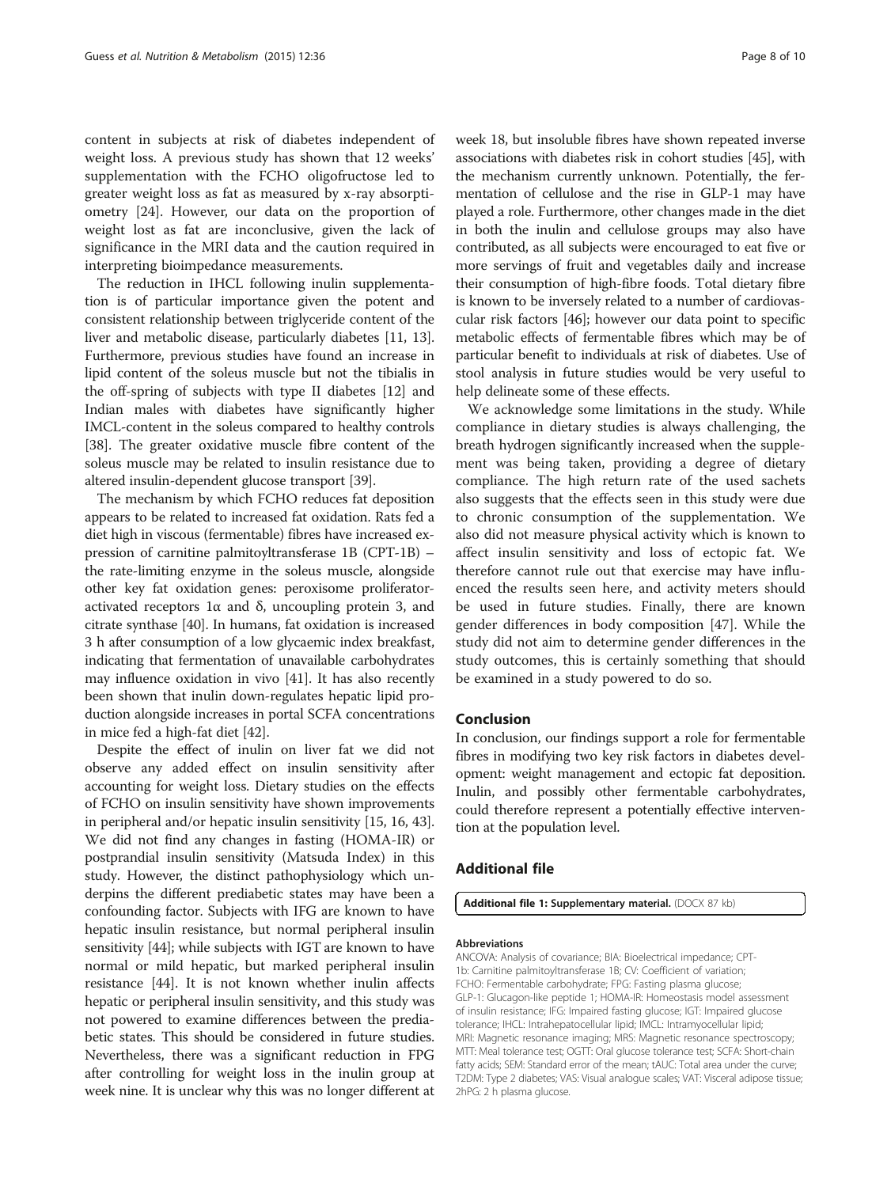content in subjects at risk of diabetes independent of weight loss. A previous study has shown that 12 weeks' supplementation with the FCHO oligofructose led to greater weight loss as fat as measured by x-ray absorptiometry [24]. However, our data on the proportion of weight lost as fat are inconclusive, given the lack of significance in the MRI data and the caution required in interpreting bioimpedance measurements.

The reduction in IHCL following inulin supplementation is of particular importance given the potent and consistent relationship between triglyceride content of the liver and metabolic disease, particularly diabetes [11, 13]. Furthermore, previous studies have found an increase in lipid content of the soleus muscle but not the tibialis in the off-spring of subjects with type II diabetes [12] and Indian males with diabetes have significantly higher IMCL-content in the soleus compared to healthy controls [38]. The greater oxidative muscle fibre content of the soleus muscle may be related to insulin resistance due to altered insulin-dependent glucose transport [39].

The mechanism by which FCHO reduces fat deposition appears to be related to increased fat oxidation. Rats fed a diet high in viscous (fermentable) fibres have increased expression of carnitine palmitoyltransferase 1B (CPT-1B) – the rate-limiting enzyme in the soleus muscle, alongside other key fat oxidation genes: peroxisome proliferator-activated receptors 1α and δ, uncoupling protein 3, and citrate synthase [40]. In humans, fat oxidation is increased 3 h after consumption of a low glycaemic index breakfast, indicating that fermentation of unavailable carbohydrates may influence oxidation in vivo [41]. It has also recently been shown that inulin down-regulates hepatic lipid production alongside increases in portal SCFA concentrations in mice fed a high-fat diet [42].

Despite the effect of inulin on liver fat we did not observe any added effect on insulin sensitivity after accounting for weight loss. Dietary studies on the effects of FCHO on insulin sensitivity have shown improvements in peripheral and/or hepatic insulin sensitivity [15, 16, 43]. We did not find any changes in fasting (HOMA-IR) or postprandial insulin sensitivity (Matsuda Index) in this study. However, the distinct pathophysiology which underpins the different prediabetic states may have been a confounding factor. Subjects with IFG are known to have hepatic insulin resistance, but normal peripheral insulin sensitivity [44]; while subjects with IGT are known to have normal or mild hepatic, but marked peripheral insulin resistance [44]. It is not known whether inulin affects hepatic or peripheral insulin sensitivity, and this study was not powered to examine differences between the prediabetic states. This should be considered in future studies. Nevertheless, there was a significant reduction in FPG after controlling for weight loss in the inulin group at week nine. It is unclear why this was no longer different at week 18, but insoluble fibres have shown repeated inverse associations with diabetes risk in cohort studies [45], with the mechanism currently unknown. Potentially, the fermentation of cellulose and the rise in GLP-1 may have played a role. Furthermore, other changes made in the diet in both the inulin and cellulose groups may also have contributed, as all subjects were encouraged to eat five or more servings of fruit and vegetables daily and increase their consumption of high-fibre foods. Total dietary fibre is known to be inversely related to a number of cardiovascular risk factors [46]; however our data point to specific metabolic effects of fermentable fibres which may be of particular benefit to individuals at risk of diabetes. Use of stool analysis in future studies would be very useful to help delineate some of these effects.

We acknowledge some limitations in the study. While compliance in dietary studies is always challenging, the breath hydrogen significantly increased when the supplement was being taken, providing a degree of dietary compliance. The high return rate of the used sachets also suggests that the effects seen in this study were due to chronic consumption of the supplementation. We also did not measure physical activity which is known to affect insulin sensitivity and loss of ectopic fat. We therefore cannot rule out that exercise may have influenced the results seen here, and activity meters should be used in future studies. Finally, there are known gender differences in body composition [47]. While the study did not aim to determine gender differences in the study outcomes, this is certainly something that should be examined in a study powered to do so.

## Conclusion

In conclusion, our findings support a role for fermentable fibres in modifying two key risk factors in diabetes development: weight management and ectopic fat deposition. Inulin, and possibly other fermentable carbohydrates, could therefore represent a potentially effective intervention at the population level.

## Additional file

**Additional file 1: Supplementary material.** (DOCX 87 kb)

#### Abbreviations

ANCOVA: Analysis of covariance; BIA: Bioelectrical impedance; CPT-1b: Carnitine palmitoyltransferase 1B; CV: Coefficient of variation; FCHO: Fermentable carbohydrate; FPG: Fasting plasma glucose; GLP-1: Glucagon-like peptide 1; HOMA-IR: Homeostasis model assessment of insulin resistance; IFG: Impaired fasting glucose; IGT: Impaired glucose tolerance; IHCL: Intrahepatocellular lipid; IMCL: Intramyocellular lipid; MRI: Magnetic resonance imaging; MRS: Magnetic resonance spectroscopy; MTT: Meal tolerance test; OGTT: Oral glucose tolerance test; SCFA: Short-chain fatty acids; SEM: Standard error of the mean; tAUC: Total area under the curve; T2DM: Type 2 diabetes; VAS: Visual analogue scales; VAT: Visceral adipose tissue; 2hPG: 2 h plasma glucose.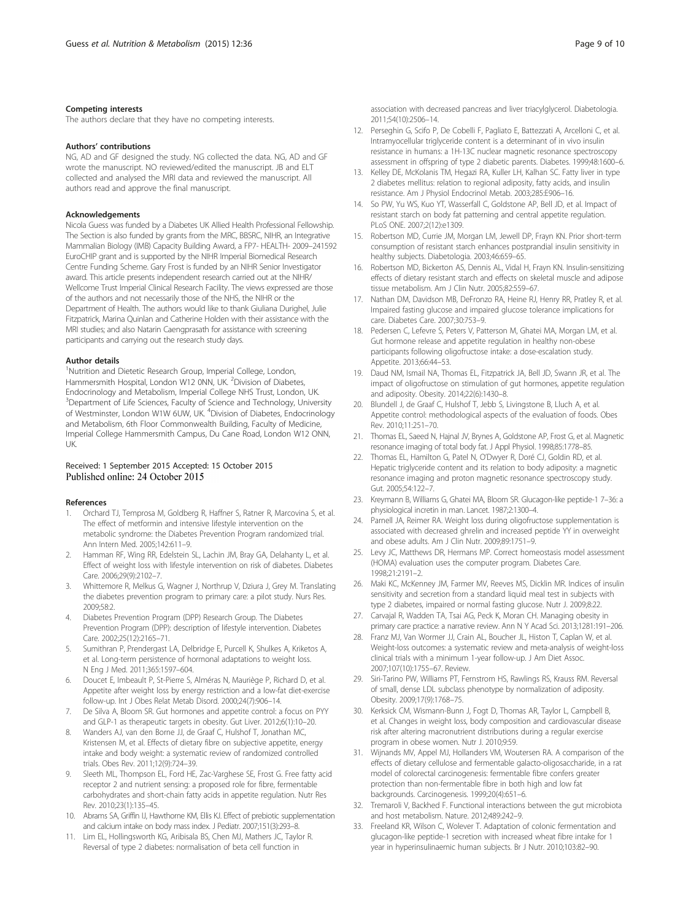### Competing interests

The authors declare that they have no competing interests.

### Authors' contributions

NG, AD and GF designed the study. NG collected the data. NG, AD and GF wrote the manuscript. NO reviewed/edited the manuscript. JB and ELT collected and analysed the MRI data and reviewed the manuscript. All authors read and approve the final manuscript.

### Acknowledgements

Nicola Guess was funded by a Diabetes UK Allied Health Professional Fellowship. The Section is also funded by grants from the MRC, BBSRC, NIHR, an Integrative Mammalian Biology (IMB) Capacity Building Award, a FP7- HEALTH- 2009–241592 EuroCHIP grant and is supported by the NIHR Imperial Biomedical Research Centre Funding Scheme. Gary Frost is funded by an NIHR Senior Investigator award. This article presents independent research carried out at the NIHR/Wellcome Trust Imperial Clinical Research Facility. The views expressed are those of the authors and not necessarily those of the NHS, the NIHR or the Department of Health. The authors would like to thank Giuliana Durighel, Julie Fitzpatrick, Marina Quinlan and Catherine Holden with their assistance with the MRI studies; and also Natarin Caengprasath for assistance with screening participants and carrying out the research study days.

### Author details

[1]Nutrition and Dietetic Research Group, Imperial College, London, Hammersmith Hospital, London W12 0NN, UK. [2]Division of Diabetes, Endocrinology and Metabolism, Imperial College NHS Trust, London, UK. [3]Department of Life Sciences, Faculty of Science and Technology, University of Westminster, London W1W 6UW, UK. [4]Division of Diabetes, Endocrinology and Metabolism, 6th Floor Commonwealth Building, Faculty of Medicine, Imperial College Hammersmith Campus, Du Cane Road, London W12 ONN, UK.

Received: 1 September 2015 Accepted: 15 October 2015
Published online: 24 October 2015

### References

1. Orchard TJ, Temprosa M, Goldberg R, Haffner S, Ratner R, Marcovina S, et al. The effect of metformin and intensive lifestyle intervention on the metabolic syndrome: the Diabetes Prevention Program randomized trial. Ann Intern Med. 2005;142:611–9.
2. Hamman RF, Wing RR, Edelstein SL, Lachin JM, Bray GA, Delahanty L, et al. Effect of weight loss with lifestyle intervention on risk of diabetes. Diabetes Care. 2006;29(9):2102–7.
3. Whittemore R, Melkus G, Wagner J, Northrup V, Dziura J, Grey M. Translating the diabetes prevention program to primary care: a pilot study. Nurs Res. 2009;58:2.
4. Diabetes Prevention Program (DPP) Research Group. The Diabetes Prevention Program (DPP): description of lifestyle intervention. Diabetes Care. 2002;25(12):2165–71.
5. Sumithran P, Prendergast LA, Delbridge E, Purcell K, Shulkes A, Kriketos A, et al. Long-term persistence of hormonal adaptations to weight loss. N Eng J Med. 2011;365:1597–604.
6. Doucet E, Imbeault P, St-Pierre S, Alméras N, Mauriège P, Richard D, et al. Appetite after weight loss by energy restriction and a low-fat diet-exercise follow-up. Int J Obes Relat Metab Disord. 2000;24(7):906–14.
7. De Silva A, Bloom SR. Gut hormones and appetite control: a focus on PYY and GLP-1 as therapeutic targets in obesity. Gut Liver. 2012;6(1):10–20.
8. Wanders AJ, van den Borne JJ, de Graaf C, Hulshof T, Jonathan MC, Kristensen M, et al. Effects of dietary fibre on subjective appetite, energy intake and body weight: a systematic review of randomized controlled trials. Obes Rev. 2011;12(9):724–39.
9. Sleeth ML, Thompson EL, Ford HE, Zac-Varghese SE, Frost G. Free fatty acid receptor 2 and nutrient sensing: a proposed role for fibre, fermentable carbohydrates and short-chain fatty acids in appetite regulation. Nutr Res Rev. 2010;23(1):135–45.
10. Abrams SA, Griffin IJ, Hawthorne KM, Ellis KJ. Effect of prebiotic supplementation and calcium intake on body mass index. J Pediatr. 2007;151(3):293–8.
11. Lim EL, Hollingsworth KG, Aribisala BS, Chen MJ, Mathers JC, Taylor R. Reversal of type 2 diabetes: normalisation of beta cell function in association with decreased pancreas and liver triacylglycerol. Diabetologia. 2011;54(10):2506–14.
12. Perseghin G, Scifo P, De Cobelli F, Pagliato E, Battezzati A, Arcelloni C, et al. Intramyocellular triglyceride content is a determinant of in vivo insulin resistance in humans: a 1H-13C nuclear magnetic resonance spectroscopy assessment in offspring of type 2 diabetic parents. Diabetes. 1999;48:1600–6.
13. Kelley DE, McKolanis TM, Hegazi RA, Kuller LH, Kalhan SC. Fatty liver in type 2 diabetes mellitus: relation to regional adiposity, fatty acids, and insulin resistance. Am J Physiol Endocrinol Metab. 2003;285:E906–16.
14. So PW, Yu WS, Kuo YT, Wasserfall C, Goldstone AP, Bell JD, et al. Impact of resistant starch on body fat patterning and central appetite regulation. PLoS ONE. 2007;2(12):e1309.
15. Robertson MD, Currie JM, Morgan LM, Jewell DP, Frayn KN. Prior short-term consumption of resistant starch enhances postprandial insulin sensitivity in healthy subjects. Diabetologia. 2003;46:659–65.
16. Robertson MD, Bickerton AS, Dennis AL, Vidal H, Frayn KN. Insulin-sensitizing effects of dietary resistant starch and effects on skeletal muscle and adipose tissue metabolism. Am J Clin Nutr. 2005;82:559–67.
17. Nathan DM, Davidson MB, DeFronzo RA, Heine RJ, Henry RR, Pratley R, et al. Impaired fasting glucose and impaired glucose tolerance implications for care. Diabetes Care. 2007;30:753–9.
18. Pedersen C, Lefevre S, Peters V, Patterson M, Ghatei MA, Morgan LM, et al. Gut hormone release and appetite regulation in healthy non-obese participants following oligofructose intake: a dose-escalation study. Appetite. 2013;66:44–53.
19. Daud NM, Ismail NA, Thomas EL, Fitzpatrick JA, Bell JD, Swann JR, et al. The impact of oligofructose on stimulation of gut hormones, appetite regulation and adiposity. Obesity. 2014;22(6):1430–8.
20. Blundell J, de Graaf C, Hulshof T, Jebb S, Livingstone B, Lluch A, et al. Appetite control: methodological aspects of the evaluation of foods. Obes Rev. 2010;11:251–70.
21. Thomas EL, Saeed N, Hajnal JV, Brynes A, Goldstone AP, Frost G, et al. Magnetic resonance imaging of total body fat. J Appl Physiol. 1998;85:1778–85.
22. Thomas EL, Hamilton G, Patel N, O'Dwyer R, Doré CJ, Goldin RD, et al. Hepatic triglyceride content and its relation to body adiposity: a magnetic resonance imaging and proton magnetic resonance spectroscopy study. Gut. 2005;54:122–7.
23. Kreymann B, Williams G, Ghatei MA, Bloom SR. Glucagon-like peptide-1 7–36: a physiological incretin in man. Lancet. 1987;2:1300–4.
24. Parnell JA, Reimer RA. Weight loss during oligofructose supplementation is associated with decreased ghrelin and increased peptide YY in overweight and obese adults. Am J Clin Nutr. 2009;89:1751–9.
25. Levy JC, Matthews DR, Hermans MP. Correct homeostasis model assessment (HOMA) evaluation uses the computer program. Diabetes Care. 1998;21:2191–2.
26. Maki KC, McKenney JM, Farmer MV, Reeves MS, Dicklin MR. Indices of insulin sensitivity and secretion from a standard liquid meal test in subjects with type 2 diabetes, impaired or normal fasting glucose. Nutr J. 2009;8:22.
27. Carvajal R, Wadden TA, Tsai AG, Peck K, Moran CH. Managing obesity in primary care practice: a narrative review. Ann N Y Acad Sci. 2013;1281:191–206.
28. Franz MJ, Van Wormer JJ, Crain AL, Boucher JL, Histon T, Caplan W, et al. Weight-loss outcomes: a systematic review and meta-analysis of weight-loss clinical trials with a minimum 1-year follow-up. J Am Diet Assoc. 2007;107(10):1755–67. Review.
29. Siri-Tarino PW, Williams PT, Fernstrom HS, Rawlings RS, Krauss RM. Reversal of small, dense LDL subclass phenotype by normalization of adiposity. Obesity. 2009;17(9):1768–75.
30. Kerksick CM, Wismann-Bunn J, Fogt D, Thomas AR, Taylor L, Campbell B, et al. Changes in weight loss, body composition and cardiovascular disease risk after altering macronutrient distributions during a regular exercise program in obese women. Nutr J. 2010;9:59.
31. Wijnands MV, Appel MJ, Hollanders VM, Woutersen RA. A comparison of the effects of dietary cellulose and fermentable galacto-oligosaccharide, in a rat model of colorectal carcinogenesis: fermentable fibre confers greater protection than non-fermentable fibre in both high and low fat backgrounds. Carcinogenesis. 1999;20(4):651–6.
32. Tremaroli V, Backhed F. Functional interactions between the gut microbiota and host metabolism. Nature. 2012;489:242–9.
33. Freeland KR, Wilson C, Wolever T. Adaptation of colonic fermentation and glucagon-like peptide-1 secretion with increased wheat fibre intake for 1 year in hyperinsulinaemic human subjects. Br J Nutr. 2010;103:82–90.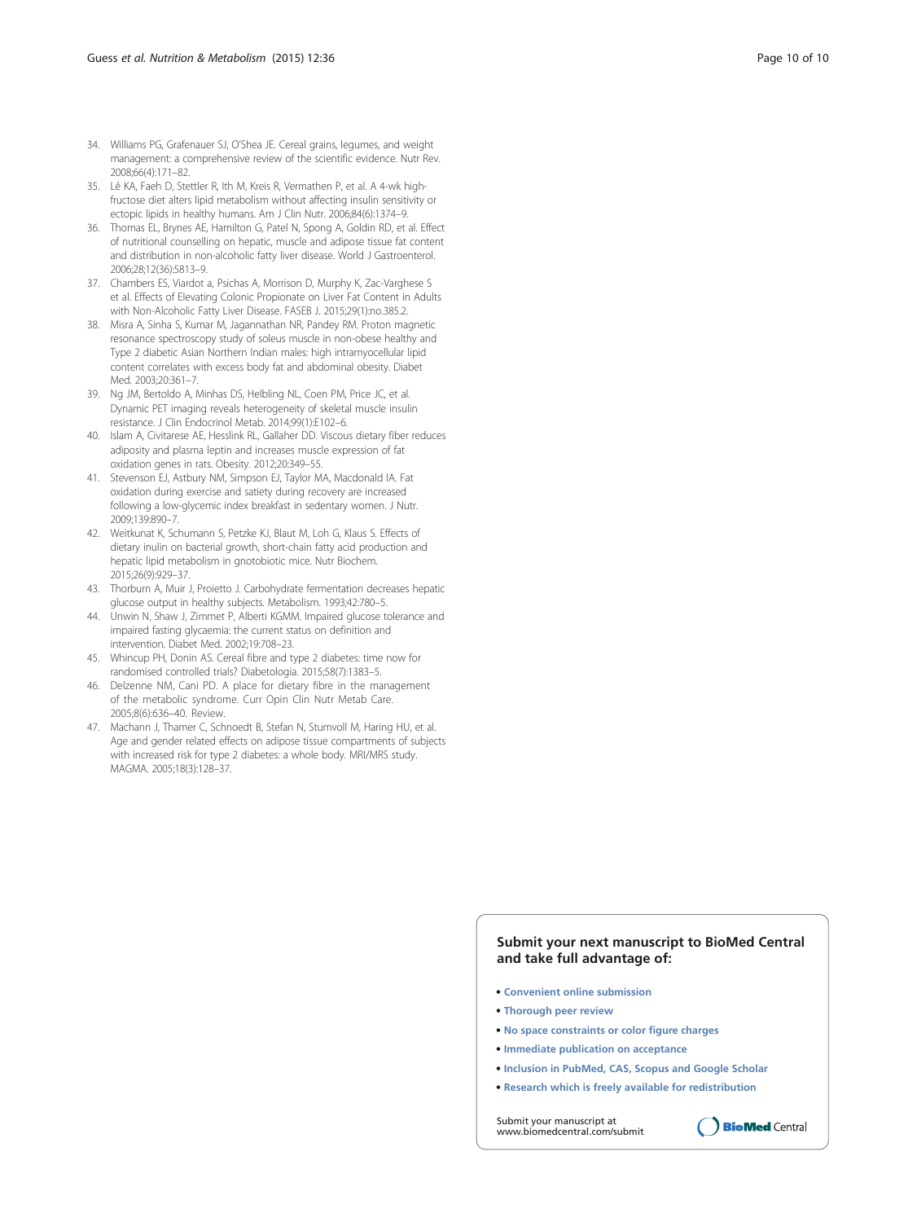34. Williams PG, Grafenauer SJ, O'Shea JE. Cereal grains, legumes, and weight management: a comprehensive review of the scientific evidence. Nutr Rev. 2008;66(4):171–82.
35. Lê KA, Faeh D, Stettler R, Ith M, Kreis R, Vermathen P, et al. A 4-wk high-fructose diet alters lipid metabolism without affecting insulin sensitivity or ectopic lipids in healthy humans. Am J Clin Nutr. 2006;84(6):1374–9.
36. Thomas EL, Brynes AE, Hamilton G, Patel N, Spong A, Goldin RD, et al. Effect of nutritional counselling on hepatic, muscle and adipose tissue fat content and distribution in non-alcoholic fatty liver disease. World J Gastroenterol. 2006;28;12(36):5813–9.
37. Chambers ES, Viardot a, Psichas A, Morrison D, Murphy K, Zac-Varghese S et al. Effects of Elevating Colonic Propionate on Liver Fat Content in Adults with Non-Alcoholic Fatty Liver Disease. FASEB J. 2015;29(1):no.385.2.
38. Misra A, Sinha S, Kumar M, Jagannathan NR, Pandey RM. Proton magnetic resonance spectroscopy study of soleus muscle in non-obese healthy and Type 2 diabetic Asian Northern Indian males: high intramyocellular lipid content correlates with excess body fat and abdominal obesity. Diabet Med. 2003;20:361–7.
39. Ng JM, Bertoldo A, Minhas DS, Helbling NL, Coen PM, Price JC, et al. Dynamic PET imaging reveals heterogeneity of skeletal muscle insulin resistance. J Clin Endocrinol Metab. 2014;99(1):E102–6.
40. Islam A, Civitarese AE, Hesslink RL, Gallaher DD. Viscous dietary fiber reduces adiposity and plasma leptin and increases muscle expression of fat oxidation genes in rats. Obesity. 2012;20:349–55.
41. Stevenson EJ, Astbury NM, Simpson EJ, Taylor MA, Macdonald IA. Fat oxidation during exercise and satiety during recovery are increased following a low-glycemic index breakfast in sedentary women. J Nutr. 2009;139:890–7.
42. Weitkunat K, Schumann S, Petzke KJ, Blaut M, Loh G, Klaus S. Effects of dietary inulin on bacterial growth, short-chain fatty acid production and hepatic lipid metabolism in gnotobiotic mice. Nutr Biochem. 2015;26(9):929–37.
43. Thorburn A, Muir J, Proietto J. Carbohydrate fermentation decreases hepatic glucose output in healthy subjects. Metabolism. 1993;42:780–5.
44. Unwin N, Shaw J, Zimmet P, Alberti KGMM. Impaired glucose tolerance and impaired fasting glycaemia: the current status on definition and intervention. Diabet Med. 2002;19:708–23.
45. Whincup PH, Donin AS. Cereal fibre and type 2 diabetes: time now for randomised controlled trials? Diabetologia. 2015;58(7):1383–5.
46. Delzenne NM, Cani PD. A place for dietary fibre in the management of the metabolic syndrome. Curr Opin Clin Nutr Metab Care. 2005;8(6):636–40. Review.
47. Machann J, Thamer C, Schnoedt B, Stefan N, Stumvoll M, Haring HU, et al. Age and gender related effects on adipose tissue compartments of subjects with increased risk for type 2 diabetes: a whole body. MRI/MRS study. MAGMA. 2005;18(3):128–37.

**Submit your next manuscript to BioMed Central and take full advantage of:**

- **Convenient online submission**
- **Thorough peer review**
- **No space constraints or color figure charges**
- **Immediate publication on acceptance**
- **Inclusion in PubMed, CAS, Scopus and Google Scholar**
- **Research which is freely available for redistribution**

Submit your manuscript at
www.biomedcentral.com/submit

BioMed Central